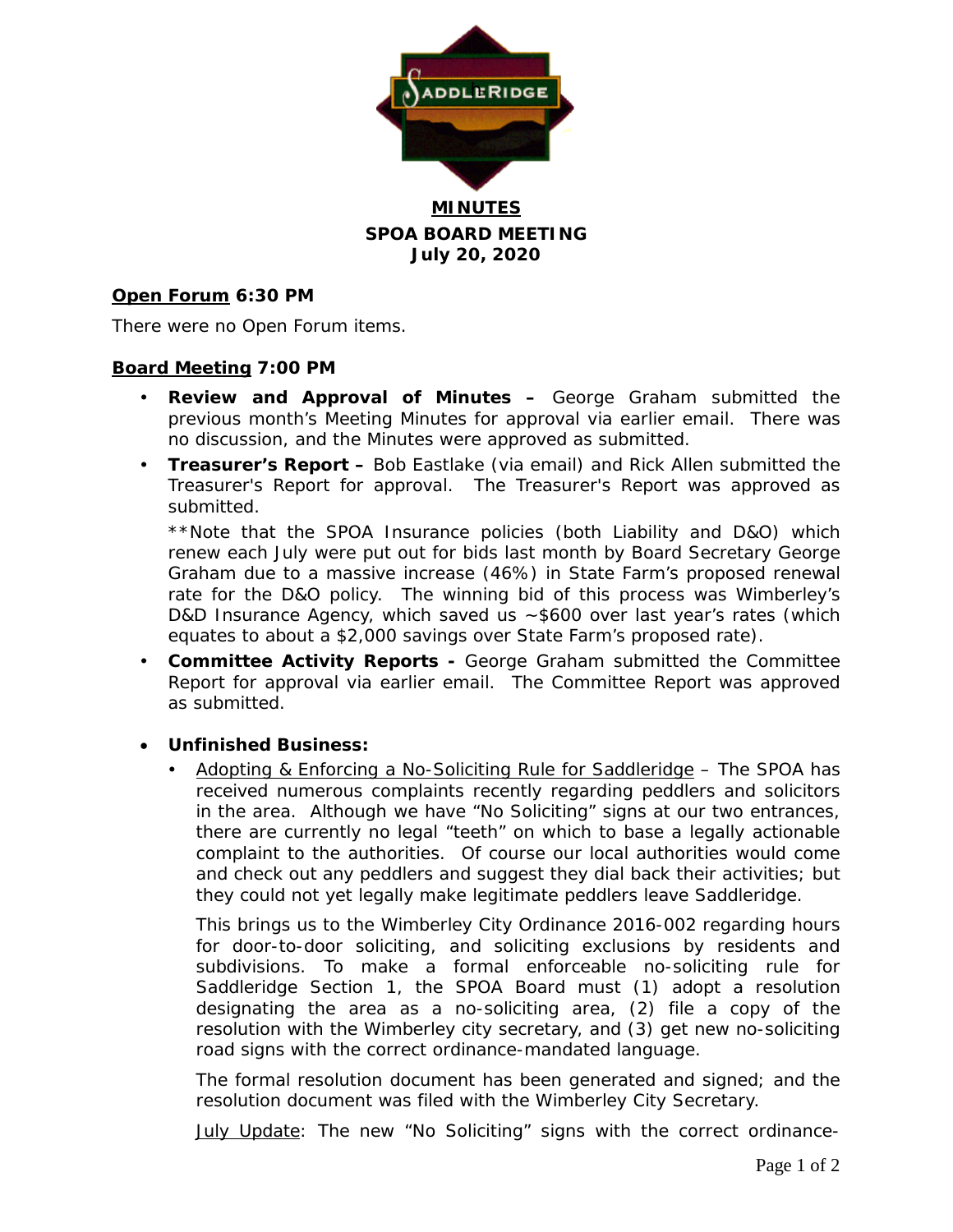**MINUTES**
**SPOA BOARD MEETING**
**July 20, 2020**

**Open Forum 6:30 PM**

There were no Open Forum items.

**Board Meeting 7:00 PM**

- **Review and Approval of Minutes –** George Graham submitted the previous month's Meeting Minutes for approval via earlier email. There was no discussion, and the Minutes were approved as submitted.
- **Treasurer's Report –** Bob Eastlake (via email) and Rick Allen submitted the Treasurer's Report for approval. The Treasurer's Report was approved as submitted.

  **Note that the SPOA Insurance policies (both Liability and D&O) which renew each July were put out for bids last month by Board Secretary George Graham due to a massive increase (46%) in State Farm's proposed renewal rate for the D&O policy. The winning bid of this process was Wimberley's D&D Insurance Agency, which saved us ~$600 over last year's rates (which equates to about a $2,000 savings over State Farm's proposed rate).
- **Committee Activity Reports -** George Graham submitted the Committee Report for approval via earlier email. The Committee Report was approved as submitted.

- **Unfinished Business:**
  - Adopting & Enforcing a No-Soliciting Rule for Saddleridge – The SPOA has received numerous complaints recently regarding peddlers and solicitors in the area. Although we have "No Soliciting" signs at our two entrances, there are currently no legal "teeth" on which to base a legally actionable complaint to the authorities. Of course our local authorities would come and check out any peddlers and suggest they dial back their activities; but they could not yet legally make legitimate peddlers leave Saddleridge.

    This brings us to the Wimberley City Ordinance 2016-002 regarding hours for door-to-door soliciting, and soliciting exclusions by residents and subdivisions. To make a formal enforceable no-soliciting rule for Saddleridge Section 1, the SPOA Board must (1) adopt a resolution designating the area as a no-soliciting area, (2) file a copy of the resolution with the Wimberley city secretary, and (3) get new no-soliciting road signs with the correct ordinance-mandated language.

    The formal resolution document has been generated and signed; and the resolution document was filed with the Wimberley City Secretary.

    July Update: The new "No Soliciting" signs with the correct ordinance-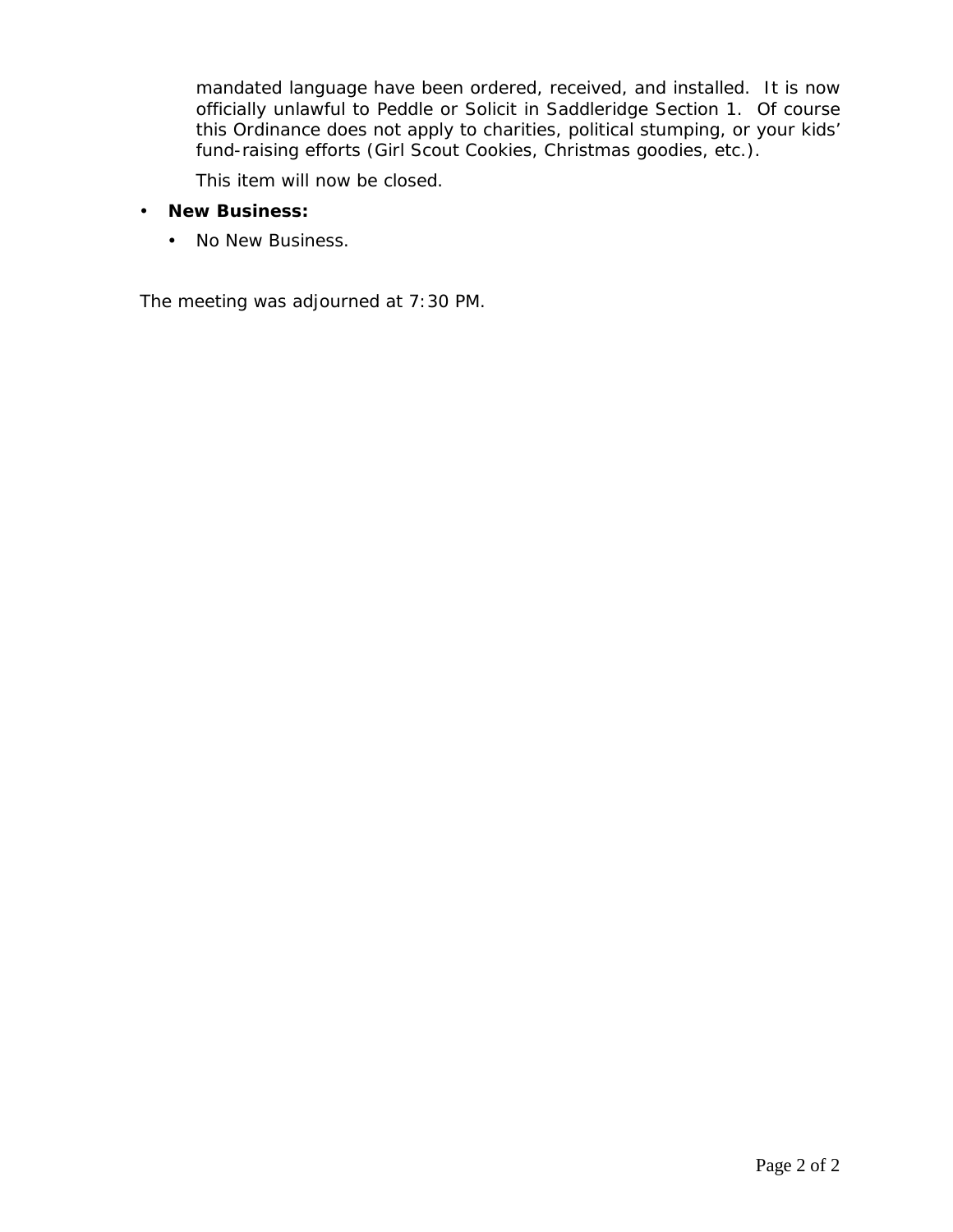mandated language have been ordered, received, and installed.  It is now officially unlawful to Peddle or Solicit in Saddleridge Section 1.  Of course this Ordinance does not apply to charities, political stumping, or your kids' fund-raising efforts (Girl Scout Cookies, Christmas goodies, etc.).

This item will now be closed.

- **New Business:**
  - No New Business.

The meeting was adjourned at 7:30 PM.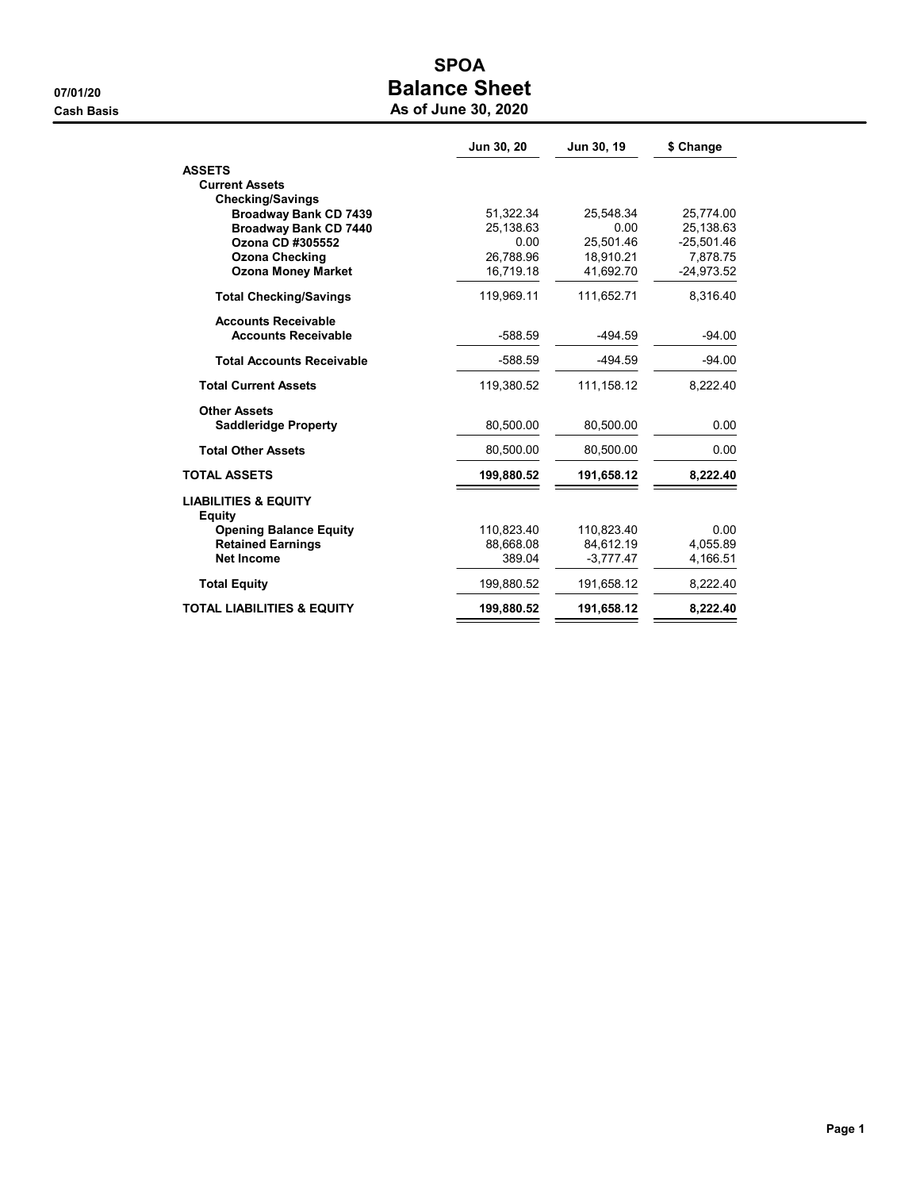# SPOA

## Balance Sheet

### As of June 30, 2020

07/01/20

Cash Basis

| | Jun 30, 20 | Jun 30, 19 | $ Change |
|---|---|---|---|
| **ASSETS** | | | |
| **Current Assets** | | | |
| **Checking/Savings** | | | |
| **Broadway Bank CD 7439** | 51,322.34 | 25,548.34 | 25,774.00 |
| **Broadway Bank CD 7440** | 25,138.63 | 0.00 | 25,138.63 |
| **Ozona CD #305552** | 0.00 | 25,501.46 | -25,501.46 |
| **Ozona Checking** | 26,788.96 | 18,910.21 | 7,878.75 |
| **Ozona Money Market** | 16,719.18 | 41,692.70 | -24,973.52 |
| **Total Checking/Savings** | 119,969.11 | 111,652.71 | 8,316.40 |
| **Accounts Receivable** | | | |
| **Accounts Receivable** | -588.59 | -494.59 | -94.00 |
| **Total Accounts Receivable** | -588.59 | -494.59 | -94.00 |
| **Total Current Assets** | 119,380.52 | 111,158.12 | 8,222.40 |
| **Other Assets** | | | |
| **Saddleridge Property** | 80,500.00 | 80,500.00 | 0.00 |
| **Total Other Assets** | 80,500.00 | 80,500.00 | 0.00 |
| **TOTAL ASSETS** | **199,880.52** | **191,658.12** | **8,222.40** |
| **LIABILITIES & EQUITY** | | | |
| **Equity** | | | |
| **Opening Balance Equity** | 110,823.40 | 110,823.40 | 0.00 |
| **Retained Earnings** | 88,668.08 | 84,612.19 | 4,055.89 |
| **Net Income** | 389.04 | -3,777.47 | 4,166.51 |
| **Total Equity** | 199,880.52 | 191,658.12 | 8,222.40 |
| **TOTAL LIABILITIES & EQUITY** | **199,880.52** | **191,658.12** | **8,222.40** |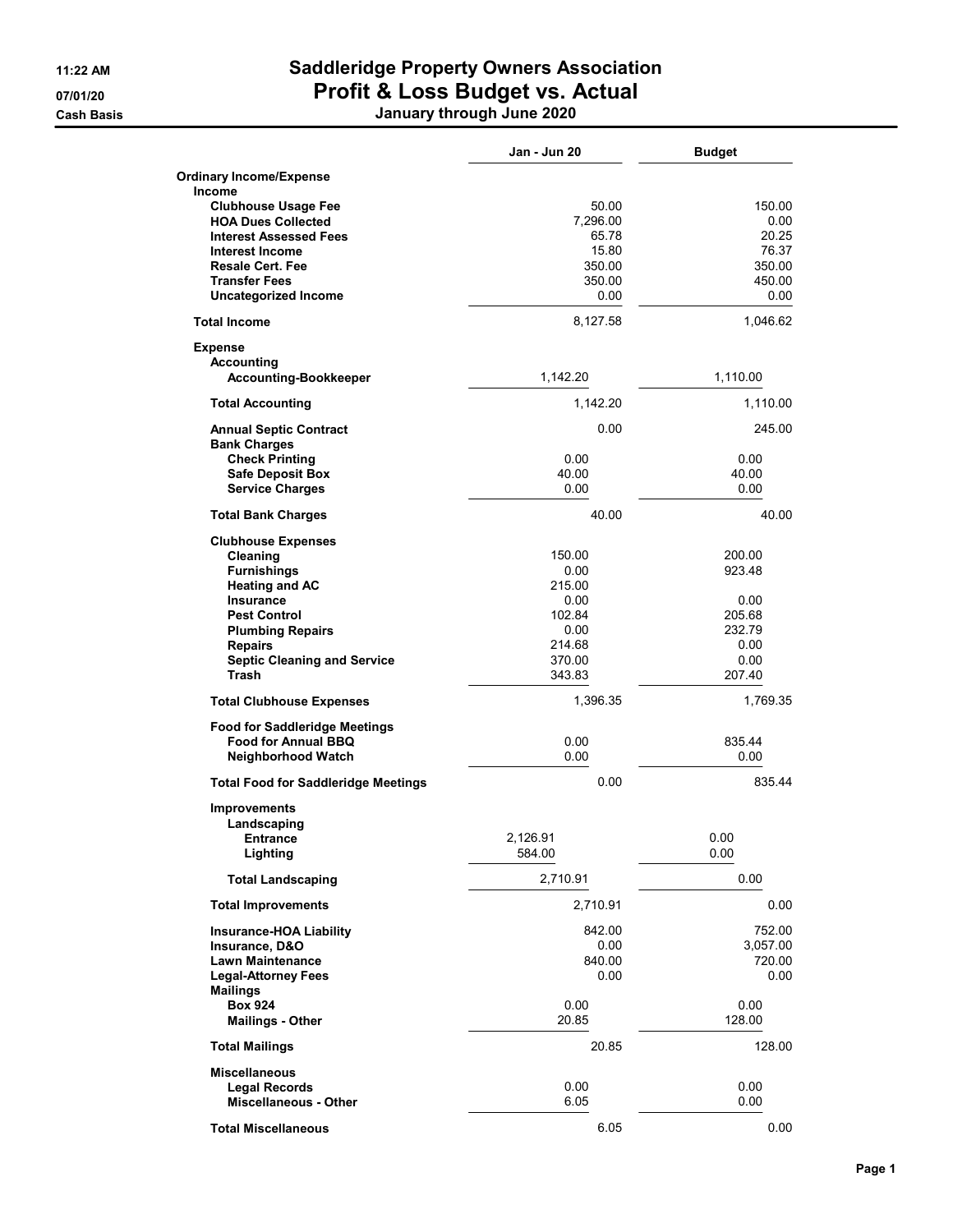# Saddleridge Property Owners Association

## Profit & Loss Budget vs. Actual

**January through June 2020**

11:22 AM
07/01/20
Cash Basis

| | Jan - Jun 20 | Budget |
|---|---|---|
| **Ordinary Income/Expense** | | |
| **Income** | | |
| **Clubhouse Usage Fee** | 50.00 | 150.00 |
| **HOA Dues Collected** | 7,296.00 | 0.00 |
| **Interest Assessed Fees** | 65.78 | 20.25 |
| **Interest Income** | 15.80 | 76.37 |
| **Resale Cert. Fee** | 350.00 | 350.00 |
| **Transfer Fees** | 350.00 | 450.00 |
| **Uncategorized Income** | 0.00 | 0.00 |
| **Total Income** | 8,127.58 | 1,046.62 |
| **Expense** | | |
| **Accounting** | | |
| **Accounting-Bookkeeper** | 1,142.20 | 1,110.00 |
| **Total Accounting** | 1,142.20 | 1,110.00 |
| **Annual Septic Contract** | 0.00 | 245.00 |
| **Bank Charges** | | |
| **Check Printing** | 0.00 | 0.00 |
| **Safe Deposit Box** | 40.00 | 40.00 |
| **Service Charges** | 0.00 | 0.00 |
| **Total Bank Charges** | 40.00 | 40.00 |
| **Clubhouse Expenses** | | |
| **Cleaning** | 150.00 | 200.00 |
| **Furnishings** | 0.00 | 923.48 |
| **Heating and AC** | 215.00 | |
| **Insurance** | 0.00 | 0.00 |
| **Pest Control** | 102.84 | 205.68 |
| **Plumbing Repairs** | 0.00 | 232.79 |
| **Repairs** | 214.68 | 0.00 |
| **Septic Cleaning and Service** | 370.00 | 0.00 |
| **Trash** | 343.83 | 207.40 |
| **Total Clubhouse Expenses** | 1,396.35 | 1,769.35 |
| **Food for Saddleridge Meetings** | | |
| **Food for Annual BBQ** | 0.00 | 835.44 |
| **Neighborhood Watch** | 0.00 | 0.00 |
| **Total Food for Saddleridge Meetings** | 0.00 | 835.44 |
| **Improvements** | | |
| **Landscaping** | | |
| **Entrance** | 2,126.91 | 0.00 |
| **Lighting** | 584.00 | 0.00 |
| **Total Landscaping** | 2,710.91 | 0.00 |
| **Total Improvements** | 2,710.91 | 0.00 |
| **Insurance-HOA Liability** | 842.00 | 752.00 |
| **Insurance, D&O** | 0.00 | 3,057.00 |
| **Lawn Maintenance** | 840.00 | 720.00 |
| **Legal-Attorney Fees** | 0.00 | 0.00 |
| **Mailings** | | |
| **Box 924** | 0.00 | 0.00 |
| **Mailings - Other** | 20.85 | 128.00 |
| **Total Mailings** | 20.85 | 128.00 |
| **Miscellaneous** | | |
| **Legal Records** | 0.00 | 0.00 |
| **Miscellaneous - Other** | 6.05 | 0.00 |
| **Total Miscellaneous** | 6.05 | 0.00 |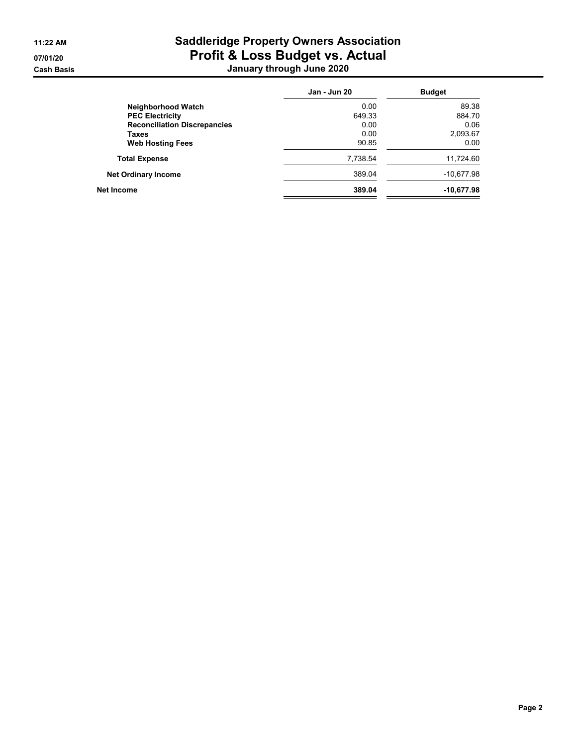# Saddleridge Property Owners Association

## Profit & Loss Budget vs. Actual

### January through June 2020

Cash Basis

| | Jan - Jun 20 | Budget |
|---|---|---|
| **Neighborhood Watch** | 0.00 | 89.38 |
| **PEC Electricity** | 649.33 | 884.70 |
| **Reconciliation Discrepancies** | 0.00 | 0.06 |
| **Taxes** | 0.00 | 2,093.67 |
| **Web Hosting Fees** | 90.85 | 0.00 |
| **Total Expense** | 7,738.54 | 11,724.60 |
| **Net Ordinary Income** | 389.04 | -10,677.98 |
| **Net Income** | **389.04** | **-10,677.98** |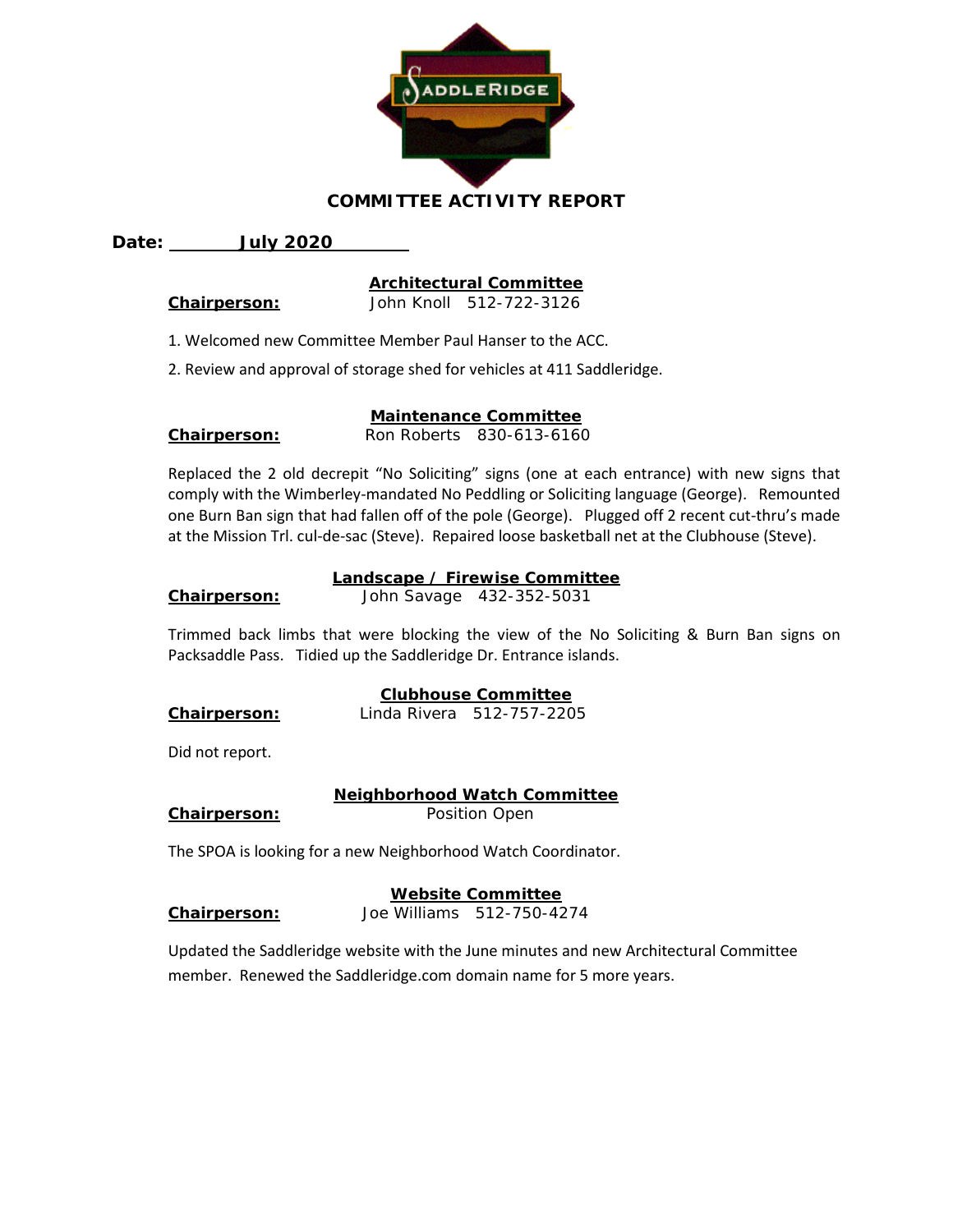# COMMITTEE ACTIVITY REPORT

**Date: July 2020**

## Architectural Committee

**Chairperson:** John Knoll 512-722-3126

1. Welcomed new Committee Member Paul Hanser to the ACC.
2. Review and approval of storage shed for vehicles at 411 Saddleridge.

## Maintenance Committee

**Chairperson:** Ron Roberts 830-613-6160

Replaced the 2 old decrepit “No Soliciting” signs (one at each entrance) with new signs that comply with the Wimberley-mandated No Peddling or Soliciting language (George). Remounted one Burn Ban sign that had fallen off of the pole (George). Plugged off 2 recent cut-thru’s made at the Mission Trl. cul-de-sac (Steve). Repaired loose basketball net at the Clubhouse (Steve).

## Landscape / Firewise Committee

**Chairperson:** John Savage 432-352-5031

Trimmed back limbs that were blocking the view of the No Soliciting & Burn Ban signs on Packsaddle Pass. Tidied up the Saddleridge Dr. Entrance islands.

## Clubhouse Committee

**Chairperson:** Linda Rivera 512-757-2205

Did not report.

## Neighborhood Watch Committee

**Chairperson:** Position Open

The SPOA is looking for a new Neighborhood Watch Coordinator.

## Website Committee

**Chairperson:** Joe Williams 512-750-4274

Updated the Saddleridge website with the June minutes and new Architectural Committee member. Renewed the Saddleridge.com domain name for 5 more years.